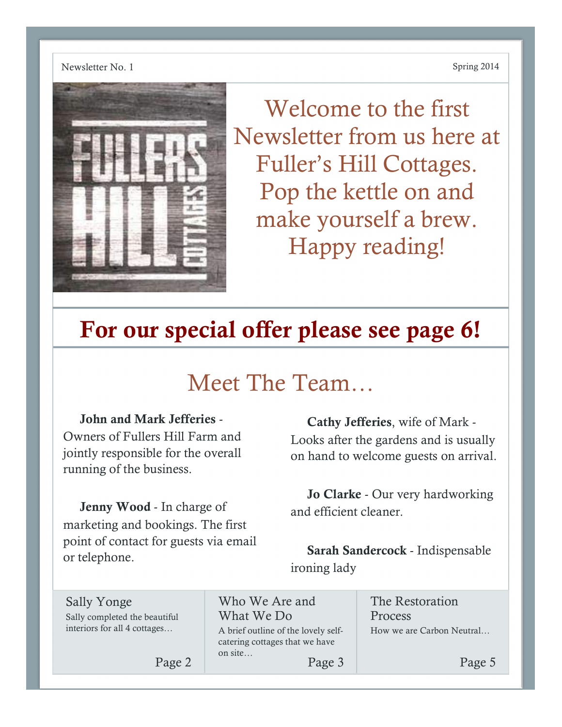Newsletter No. 1

Spring 2014

Welcome to the first Newsletter from us here at Fuller's Hill Cottages. Pop the kettle on and make yourself a brew. Happy reading!

## For our special offer please see page 6!

# Meet The Team…

**John and Mark Jefferies** - Owners of Fullers Hill Farm and jointly responsible for the overall running of the business.

**Jenny Wood** - In charge of marketing and bookings. The first point of contact for guests via email or telephone.

**Cathy Jefferies**, wife of Mark - Looks after the gardens and is usually on hand to welcome guests on arrival.

**Jo Clarke** - Our very hardworking and efficient cleaner.

**Sarah Sandercock** - Indispensable ironing lady

Sally Yonge

Sally completed the beautiful interiors for all 4 cottages…

Page 2

Who We Are and What We Do

A brief outline of the lovely self-catering cottages that we have on site…

Page 3

The Restoration Process

How we are Carbon Neutral…

Page 5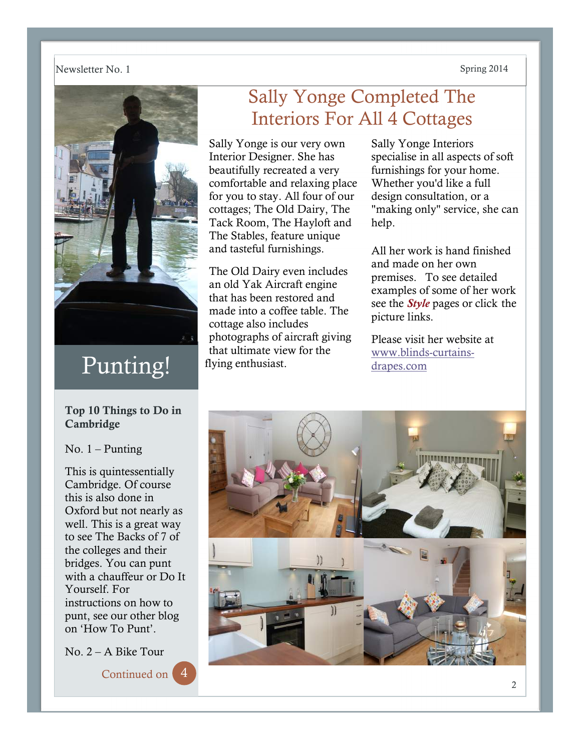# Sally Yonge Completed The Interiors For All 4 Cottages

Sally Yonge is our very own Interior Designer. She has beautifully recreated a very comfortable and relaxing place for you to stay. All four of our cottages; The Old Dairy, The Tack Room, The Hayloft and The Stables, feature unique and tasteful furnishings.

The Old Dairy even includes an old Yak Aircraft engine that has been restored and made into a coffee table. The cottage also includes photographs of aircraft giving that ultimate view for the flying enthusiast.

Sally Yonge Interiors specialise in all aspects of soft furnishings for your home. Whether you'd like a full design consultation, or a "making only" service, she can help.

All her work is hand finished and made on her own premises. To see detailed examples of some of her work see the ***Style*** pages or click the picture links.

Please visit her website at [www.blinds-curtains-drapes.com](www.blinds-curtains-drapes.com)

## Punting!

**Top 10 Things to Do in Cambridge**

No. 1 – Punting

This is quintessentially Cambridge. Of course this is also done in Oxford but not nearly as well. This is a great way to see The Backs of 7 of the colleges and their bridges. You can punt with a chauffeur or Do It Yourself. For instructions on how to punt, see our other blog on 'How To Punt'.

No. 2 – A Bike Tour

Continued on 4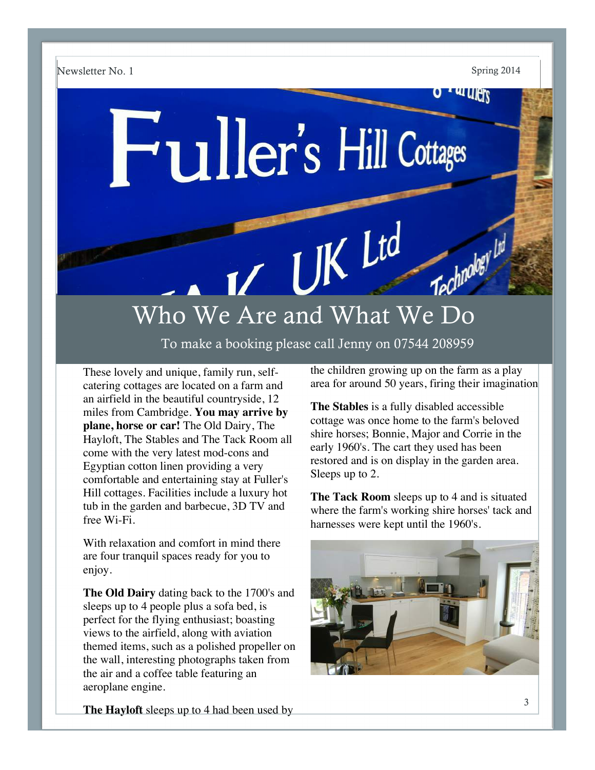# Who We Are and What We Do

To make a booking please call Jenny on 07544 208959

These lovely and unique, family run, self-catering cottages are located on a farm and an airfield in the beautiful countryside, 12 miles from Cambridge. **You may arrive by plane, horse or car!** The Old Dairy, The Hayloft, The Stables and The Tack Room all come with the very latest mod-cons and Egyptian cotton linen providing a very comfortable and entertaining stay at Fuller's Hill cottages. Facilities include a luxury hot tub in the garden and barbecue, 3D TV and free Wi-Fi.

With relaxation and comfort in mind there are four tranquil spaces ready for you to enjoy.

**The Old Dairy** dating back to the 1700's and sleeps up to 4 people plus a sofa bed, is perfect for the flying enthusiast; boasting views to the airfield, along with aviation themed items, such as a polished propeller on the wall, interesting photographs taken from the air and a coffee table featuring an aeroplane engine.

**The Hayloft** sleeps up to 4 had been used by the children growing up on the farm as a play area for around 50 years, firing their imagination

**The Stables** is a fully disabled accessible cottage was once home to the farm's beloved shire horses; Bonnie, Major and Corrie in the early 1960's. The cart they used has been restored and is on display in the garden area. Sleeps up to 2.

**The Tack Room** sleeps up to 4 and is situated where the farm's working shire horses' tack and harnesses were kept until the 1960's.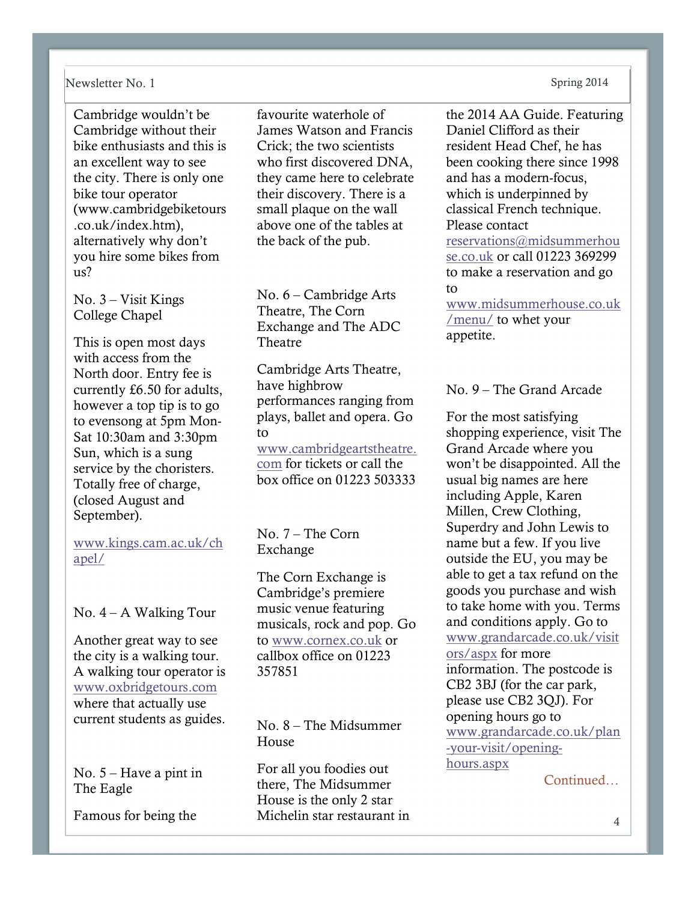Cambridge wouldn't be Cambridge without their bike enthusiasts and this is an excellent way to see the city. There is only one bike tour operator (www.cambridgebiketours.co.uk/index.htm), alternatively why don't you hire some bikes from us?

## No. 3 – Visit Kings College Chapel

This is open most days with access from the North door. Entry fee is currently £6.50 for adults, however a top tip is to go to evensong at 5pm Mon-Sat 10:30am and 3:30pm Sun, which is a sung service by the choristers. Totally free of charge, (closed August and September).

www.kings.cam.ac.uk/chapel/

## No. 4 – A Walking Tour

Another great way to see the city is a walking tour. A walking tour operator is www.oxbridgetours.com where that actually use current students as guides.

## No. 5 – Have a pint in The Eagle

Famous for being the favourite waterhole of James Watson and Francis Crick; the two scientists who first discovered DNA, they came here to celebrate their discovery. There is a small plaque on the wall above one of the tables at the back of the pub.

## No. 6 – Cambridge Arts Theatre, The Corn Exchange and The ADC Theatre

Cambridge Arts Theatre, have highbrow performances ranging from plays, ballet and opera. Go to www.cambridgeartstheatre.com for tickets or call the box office on 01223 503333

## No. 7 – The Corn Exchange

The Corn Exchange is Cambridge's premiere music venue featuring musicals, rock and pop. Go to www.cornex.co.uk or callbox office on 01223 357851

## No. 8 – The Midsummer House

For all you foodies out there, The Midsummer House is the only 2 star Michelin star restaurant in the 2014 AA Guide. Featuring Daniel Clifford as their resident Head Chef, he has been cooking there since 1998 and has a modern-focus, which is underpinned by classical French technique. Please contact reservations@midsummerhouse.co.uk or call 01223 369299 to make a reservation and go to www.midsummerhouse.co.uk/menu/ to whet your appetite.

## No. 9 – The Grand Arcade

For the most satisfying shopping experience, visit The Grand Arcade where you won't be disappointed. All the usual big names are here including Apple, Karen Millen, Crew Clothing, Superdry and John Lewis to name but a few. If you live outside the EU, you may be able to get a tax refund on the goods you purchase and wish to take home with you. Terms and conditions apply. Go to www.grandarcade.co.uk/visitors/aspx for more information. The postcode is CB2 3BJ (for the car park, please use CB2 3QJ). For opening hours go to www.grandarcade.co.uk/plan-your-visit/opening-hours.aspx

Continued…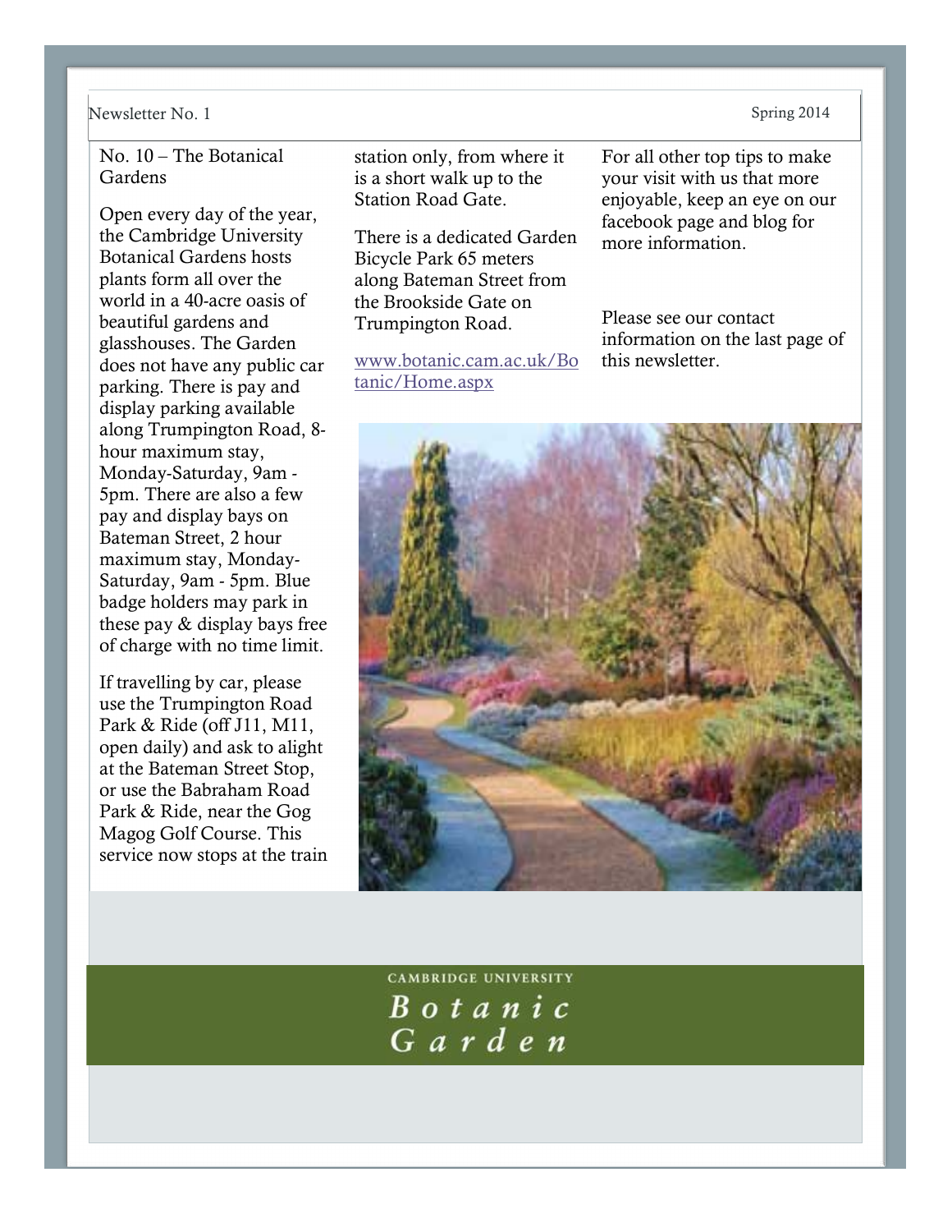## No. 10 – The Botanical Gardens

Open every day of the year, the Cambridge University Botanical Gardens hosts plants form all over the world in a 40-acre oasis of beautiful gardens and glasshouses. The Garden does not have any public car parking. There is pay and display parking available along Trumpington Road, 8-hour maximum stay, Monday-Saturday, 9am - 5pm. There are also a few pay and display bays on Bateman Street, 2 hour maximum stay, Monday-Saturday, 9am - 5pm. Blue badge holders may park in these pay & display bays free of charge with no time limit.

If travelling by car, please use the Trumpington Road Park & Ride (off J11, M11, open daily) and ask to alight at the Bateman Street Stop, or use the Babraham Road Park & Ride, near the Gog Magog Golf Course. This service now stops at the train station only, from where it is a short walk up to the Station Road Gate.

There is a dedicated Garden Bicycle Park 65 meters along Bateman Street from the Brookside Gate on Trumpington Road.

www.botanic.cam.ac.uk/Botanic/Home.aspx

For all other top tips to make your visit with us that more enjoyable, keep an eye on our facebook page and blog for more information.

Please see our contact information on the last page of this newsletter.

CAMBRIDGE UNIVERSITY

Botanic Garden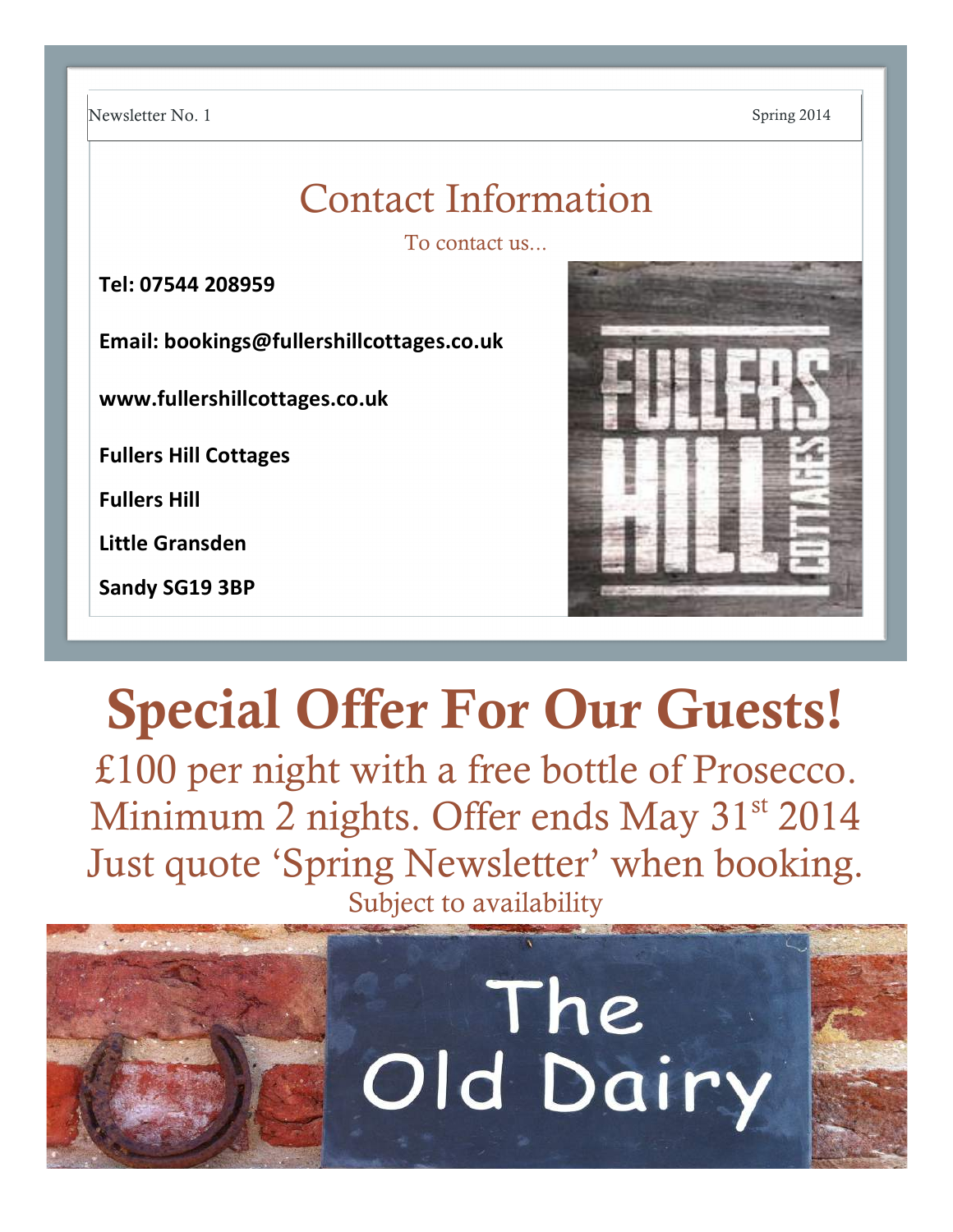Newsletter No. 1 Spring 2014

# Contact Information

To contact us...

**Tel: 07544 208959**

**Email: bookings@fullershillcottages.co.uk**

**www.fullershillcottages.co.uk**

**Fullers Hill Cottages**

**Fullers Hill**

**Little Gransden**

**Sandy SG19 3BP**

# Special Offer For Our Guests!

£100 per night with a free bottle of Prosecco. Minimum 2 nights. Offer ends May 31st 2014 Just quote 'Spring Newsletter' when booking.

Subject to availability